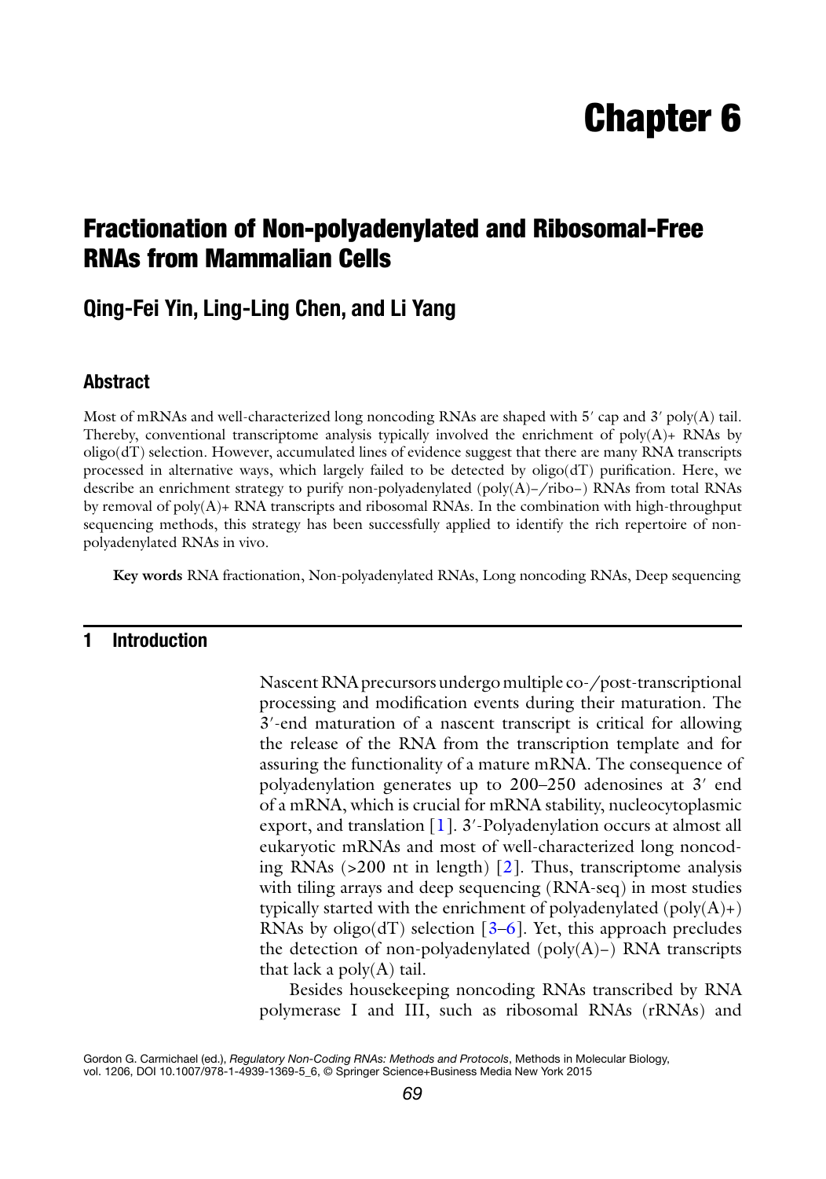# Chapter 6

## Fractionation of Non-polyadenylated and Ribosomal-Free RNAs from Mammalian Cells

### Qing-Fei Yin, Ling-Ling Chen, and Li Yang

### Abstract

Most of mRNAs and well-characterized long noncoding RNAs are shaped with 5′ cap and 3′ poly(A) tail. Thereby, conventional transcriptome analysis typically involved the enrichment of poly(A)+ RNAs by oligo(dT) selection. However, accumulated lines of evidence suggest that there are many RNA transcripts processed in alternative ways, which largely failed to be detected by oligo(dT) purification. Here, we describe an enrichment strategy to purify non-polyadenylated (poly(A)–/ribo–) RNAs from total RNAs by removal of poly(A)+ RNA transcripts and ribosomal RNAs. In the combination with high-throughput sequencing methods, this strategy has been successfully applied to identify the rich repertoire of non-polyadenylated RNAs in vivo.

**Key words** RNA fractionation, Non-polyadenylated RNAs, Long noncoding RNAs, Deep sequencing

## 1 Introduction

Nascent RNA precursors undergo multiple co-/post-transcriptional processing and modification events during their maturation. The 3′-end maturation of a nascent transcript is critical for allowing the release of the RNA from the transcription template and for assuring the functionality of a mature mRNA. The consequence of polyadenylation generates up to 200–250 adenosines at 3′ end of a mRNA, which is crucial for mRNA stability, nucleocytoplasmic export, and translation [1]. 3′-Polyadenylation occurs at almost all eukaryotic mRNAs and most of well-characterized long noncoding RNAs (>200 nt in length) [2]. Thus, transcriptome analysis with tiling arrays and deep sequencing (RNA-seq) in most studies typically started with the enrichment of polyadenylated (poly(A)+) RNAs by oligo(dT) selection [3–6]. Yet, this approach precludes the detection of non-polyadenylated (poly(A)–) RNA transcripts that lack a poly(A) tail.

Besides housekeeping noncoding RNAs transcribed by RNA polymerase I and III, such as ribosomal RNAs (rRNAs) and

Gordon G. Carmichael (ed.), *Regulatory Non-Coding RNAs: Methods and Protocols*, Methods in Molecular Biology, vol. 1206, DOI 10.1007/978-1-4939-1369-5_6, © Springer Science+Business Media New York 2015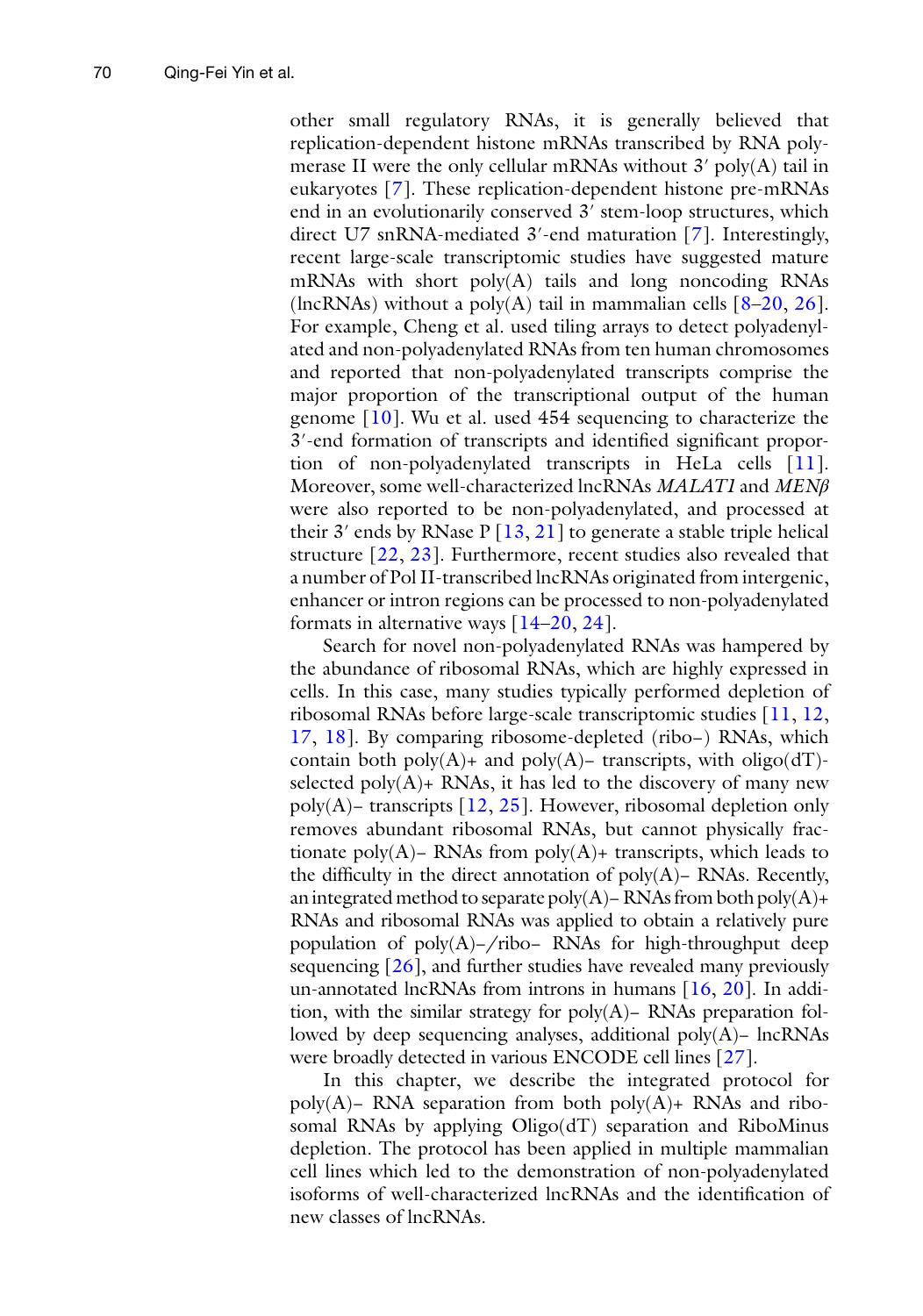other small regulatory RNAs, it is generally believed that replication-dependent histone mRNAs transcribed by RNA polymerase II were the only cellular mRNAs without 3′ poly(A) tail in eukaryotes [7]. These replication-dependent histone pre-mRNAs end in an evolutionarily conserved 3′ stem-loop structures, which direct U7 snRNA-mediated 3′-end maturation [7]. Interestingly, recent large-scale transcriptomic studies have suggested mature mRNAs with short poly(A) tails and long noncoding RNAs (lncRNAs) without a poly(A) tail in mammalian cells [8–20, 26]. For example, Cheng et al. used tiling arrays to detect polyadenylated and non-polyadenylated RNAs from ten human chromosomes and reported that non-polyadenylated transcripts comprise the major proportion of the transcriptional output of the human genome [10]. Wu et al. used 454 sequencing to characterize the 3′-end formation of transcripts and identified significant proportion of non-polyadenylated transcripts in HeLa cells [11]. Moreover, some well-characterized lncRNAs *MALAT1* and *MENβ* were also reported to be non-polyadenylated, and processed at their 3′ ends by RNase P [13, 21] to generate a stable triple helical structure [22, 23]. Furthermore, recent studies also revealed that a number of Pol II-transcribed lncRNAs originated from intergenic, enhancer or intron regions can be processed to non-polyadenylated formats in alternative ways [14–20, 24].

Search for novel non-polyadenylated RNAs was hampered by the abundance of ribosomal RNAs, which are highly expressed in cells. In this case, many studies typically performed depletion of ribosomal RNAs before large-scale transcriptomic studies [11, 12, 17, 18]. By comparing ribosome-depleted (ribo–) RNAs, which contain both poly(A)+ and poly(A)– transcripts, with oligo(dT)-selected poly(A)+ RNAs, it has led to the discovery of many new poly(A)– transcripts [12, 25]. However, ribosomal depletion only removes abundant ribosomal RNAs, but cannot physically fractionate poly(A)– RNAs from poly(A)+ transcripts, which leads to the difficulty in the direct annotation of poly(A)– RNAs. Recently, an integrated method to separate poly(A)– RNAs from both poly(A)+ RNAs and ribosomal RNAs was applied to obtain a relatively pure population of poly(A)–/ribo– RNAs for high-throughput deep sequencing [26], and further studies have revealed many previously un-annotated lncRNAs from introns in humans [16, 20]. In addition, with the similar strategy for poly(A)– RNAs preparation followed by deep sequencing analyses, additional poly(A)– lncRNAs were broadly detected in various ENCODE cell lines [27].

In this chapter, we describe the integrated protocol for poly(A)– RNA separation from both poly(A)+ RNAs and ribosomal RNAs by applying Oligo(dT) separation and RiboMinus depletion. The protocol has been applied in multiple mammalian cell lines which led to the demonstration of non-polyadenylated isoforms of well-characterized lncRNAs and the identification of new classes of lncRNAs.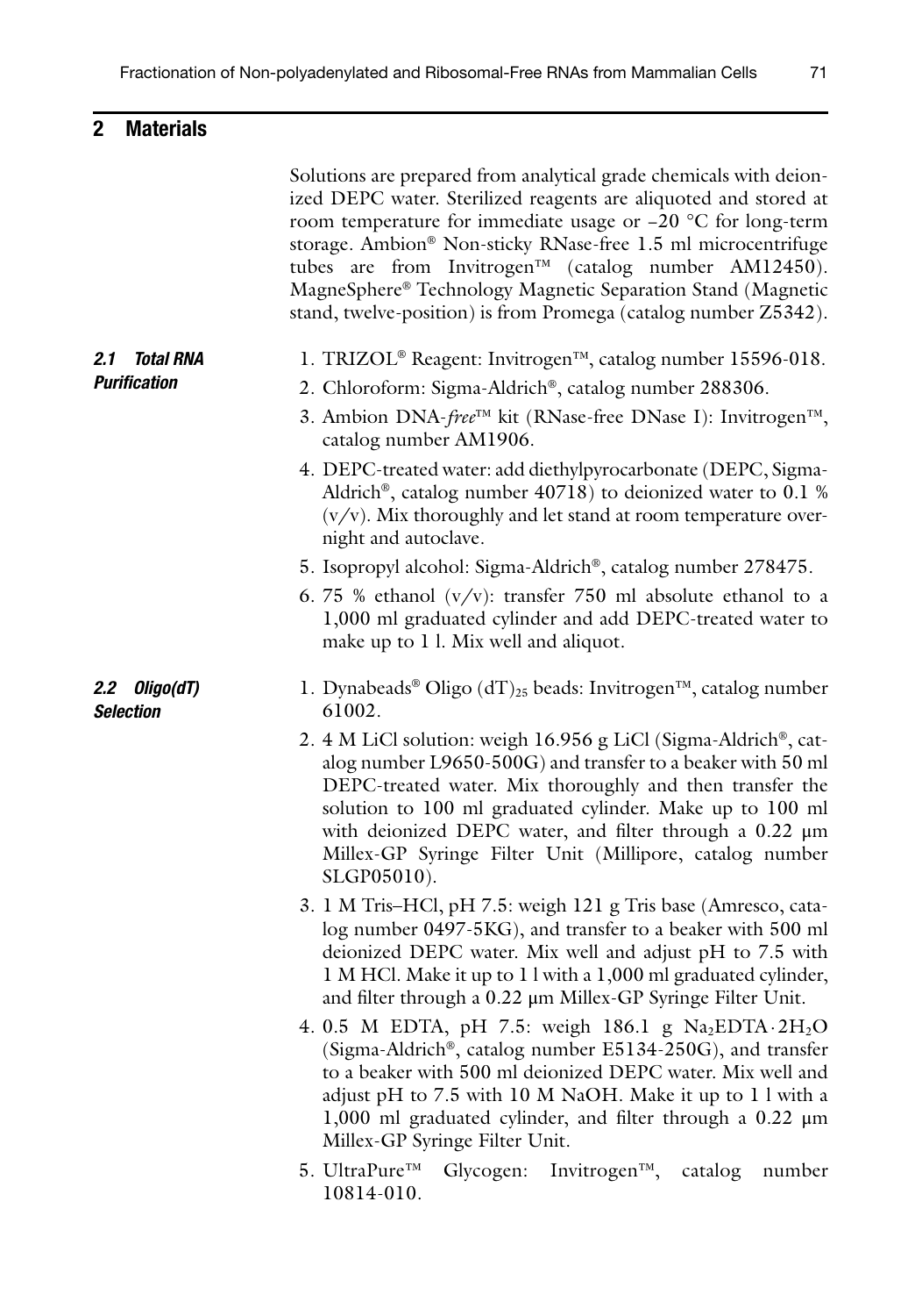## 2 Materials

Solutions are prepared from analytical grade chemicals with deionized DEPC water. Sterilized reagents are aliquoted and stored at room temperature for immediate usage or −20 °C for long-term storage. Ambion® Non-sticky RNase-free 1.5 ml microcentrifuge tubes are from Invitrogen™ (catalog number AM12450). MagneSphere® Technology Magnetic Separation Stand (Magnetic stand, twelve-position) is from Promega (catalog number Z5342).

### 2.1 Total RNA Purification

1. TRIZOL® Reagent: Invitrogen™, catalog number 15596-018.
2. Chloroform: Sigma-Aldrich®, catalog number 288306.
3. Ambion DNA-*free*™ kit (RNase-free DNase I): Invitrogen™, catalog number AM1906.
4. DEPC-treated water: add diethylpyrocarbonate (DEPC, Sigma-Aldrich®, catalog number 40718) to deionized water to 0.1 % (v/v). Mix thoroughly and let stand at room temperature overnight and autoclave.
5. Isopropyl alcohol: Sigma-Aldrich®, catalog number 278475.
6. 75 % ethanol (v/v): transfer 750 ml absolute ethanol to a 1,000 ml graduated cylinder and add DEPC-treated water to make up to 1 l. Mix well and aliquot.

### 2.2 Oligo(dT) Selection

1. Dynabeads® Oligo $(dT)_{25}$ beads: Invitrogen™, catalog number 61002.
2. 4 M LiCl solution: weigh 16.956 g LiCl (Sigma-Aldrich®, catalog number L9650-500G) and transfer to a beaker with 50 ml DEPC-treated water. Mix thoroughly and then transfer the solution to 100 ml graduated cylinder. Make up to 100 ml with deionized DEPC water, and filter through a 0.22 μm Millex-GP Syringe Filter Unit (Millipore, catalog number SLGP05010).
3. 1 M Tris–HCl, pH 7.5: weigh 121 g Tris base (Amresco, catalog number 0497-5KG), and transfer to a beaker with 500 ml deionized DEPC water. Mix well and adjust pH to 7.5 with 1 M HCl. Make it up to 1 l with a 1,000 ml graduated cylinder, and filter through a 0.22 μm Millex-GP Syringe Filter Unit.
4. 0.5 M EDTA, pH 7.5: weigh 186.1 g $Na_2EDTA \cdot 2H_2O$ (Sigma-Aldrich®, catalog number E5134-250G), and transfer to a beaker with 500 ml deionized DEPC water. Mix well and adjust pH to 7.5 with 10 M NaOH. Make it up to 1 l with a 1,000 ml graduated cylinder, and filter through a 0.22 μm Millex-GP Syringe Filter Unit.
5. UltraPure™ Glycogen: Invitrogen™, catalog number 10814-010.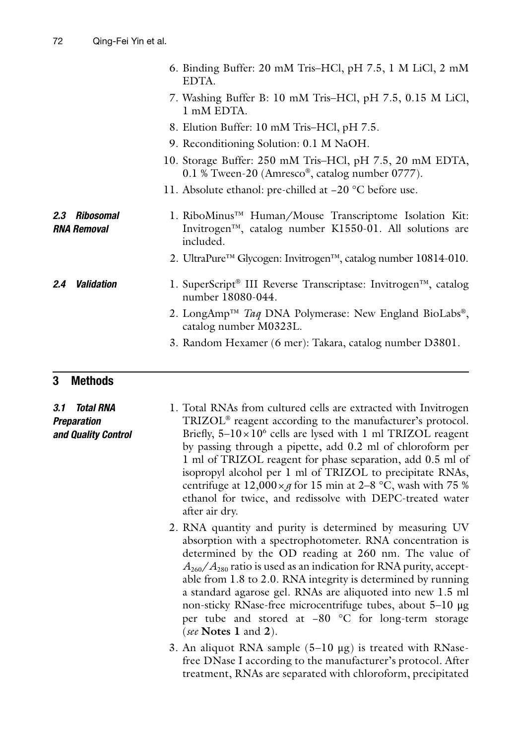6. Binding Buffer: 20 mM Tris–HCl, pH 7.5, 1 M LiCl, 2 mM EDTA.
7. Washing Buffer B: 10 mM Tris–HCl, pH 7.5, 0.15 M LiCl, 1 mM EDTA.
8. Elution Buffer: 10 mM Tris–HCl, pH 7.5.
9. Reconditioning Solution: 0.1 M NaOH.
10. Storage Buffer: 250 mM Tris–HCl, pH 7.5, 20 mM EDTA, 0.1 % Tween-20 (Amresco®, catalog number 0777).
11. Absolute ethanol: pre-chilled at −20 °C before use.

### 2.3 Ribosomal RNA Removal

1. RiboMinus™ Human/Mouse Transcriptome Isolation Kit: Invitrogen™, catalog number K1550-01. All solutions are included.
2. UltraPure™ Glycogen: Invitrogen™, catalog number 10814-010.

### 2.4 Validation

1. SuperScript® III Reverse Transcriptase: Invitrogen™, catalog number 18080-044.
2. LongAmp™ *Taq* DNA Polymerase: New England BioLabs®, catalog number M0323L.
3. Random Hexamer (6 mer): Takara, catalog number D3801.

## 3 Methods

### 3.1 Total RNA Preparation and Quality Control

1. Total RNAs from cultured cells are extracted with Invitrogen TRIZOL® reagent according to the manufacturer's protocol. Briefly, $5–10 \times 10^6$ cells are lysed with 1 ml TRIZOL reagent by passing through a pipette, add 0.2 ml of chloroform per 1 ml of TRIZOL reagent for phase separation, add 0.5 ml of isopropyl alcohol per 1 ml of TRIZOL to precipitate RNAs, centrifuge at $12{,}000 \times g$ for 15 min at 2–8 °C, wash with 75 % ethanol for twice, and redissolve with DEPC-treated water after air dry.
2. RNA quantity and purity is determined by measuring UV absorption with a spectrophotometer. RNA concentration is determined by the OD reading at 260 nm. The value of $A_{260}/A_{280}$ ratio is used as an indication for RNA purity, acceptable from 1.8 to 2.0. RNA integrity is determined by running a standard agarose gel. RNAs are aliquoted into new 1.5 ml non-sticky RNase-free microcentrifuge tubes, about 5–10 μg per tube and stored at −80 °C for long-term storage (*see* **Notes 1** and **2**).
3. An aliquot RNA sample (5–10 μg) is treated with RNase-free DNase I according to the manufacturer's protocol. After treatment, RNAs are separated with chloroform, precipitated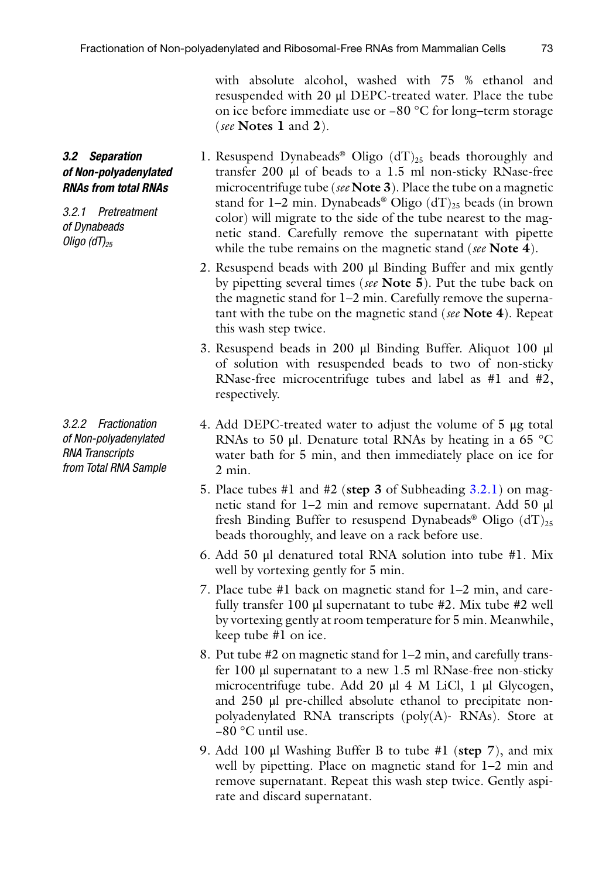with absolute alcohol, washed with 75 % ethanol and resuspended with 20 μl DEPC-treated water. Place the tube on ice before immediate use or −80 °C for long–term storage (*see* **Notes 1** and **2**).

### 3.2 Separation of Non-polyadenylated RNAs from total RNAs

#### 3.2.1 Pretreatment of Dynabeads Oligo $(dT)_{25}$

1. Resuspend Dynabeads® Oligo $(dT)_{25}$ beads thoroughly and transfer 200 μl of beads to a 1.5 ml non-sticky RNase-free microcentrifuge tube (*see* **Note 3**). Place the tube on a magnetic stand for 1–2 min. Dynabeads® Oligo $(dT)_{25}$ beads (in brown color) will migrate to the side of the tube nearest to the magnetic stand. Carefully remove the supernatant with pipette while the tube remains on the magnetic stand (*see* **Note 4**).
2. Resuspend beads with 200 μl Binding Buffer and mix gently by pipetting several times (*see* **Note 5**). Put the tube back on the magnetic stand for 1–2 min. Carefully remove the supernatant with the tube on the magnetic stand (*see* **Note 4**). Repeat this wash step twice.
3. Resuspend beads in 200 μl Binding Buffer. Aliquot 100 μl of solution with resuspended beads to two of non-sticky RNase-free microcentrifuge tubes and label as #1 and #2, respectively.

#### 3.2.2 Fractionation of Non-polyadenylated RNA Transcripts from Total RNA Sample

4. Add DEPC-treated water to adjust the volume of 5 μg total RNAs to 50 μl. Denature total RNAs by heating in a 65 °C water bath for 5 min, and then immediately place on ice for 2 min.
5. Place tubes #1 and #2 (**step 3** of Subheading 3.2.1) on magnetic stand for 1–2 min and remove supernatant. Add 50 μl fresh Binding Buffer to resuspend Dynabeads® Oligo $(dT)_{25}$ beads thoroughly, and leave on a rack before use.
6. Add 50 μl denatured total RNA solution into tube #1. Mix well by vortexing gently for 5 min.
7. Place tube #1 back on magnetic stand for 1–2 min, and carefully transfer 100 μl supernatant to tube #2. Mix tube #2 well by vortexing gently at room temperature for 5 min. Meanwhile, keep tube #1 on ice.
8. Put tube #2 on magnetic stand for 1–2 min, and carefully transfer 100 μl supernatant to a new 1.5 ml RNase-free non-sticky microcentrifuge tube. Add 20 μl 4 M LiCl, 1 μl Glycogen, and 250 μl pre-chilled absolute ethanol to precipitate non-polyadenylated RNA transcripts (poly(A)- RNAs). Store at −80 °C until use.
9. Add 100 μl Washing Buffer B to tube #1 (**step 7**), and mix well by pipetting. Place on magnetic stand for 1–2 min and remove supernatant. Repeat this wash step twice. Gently aspirate and discard supernatant.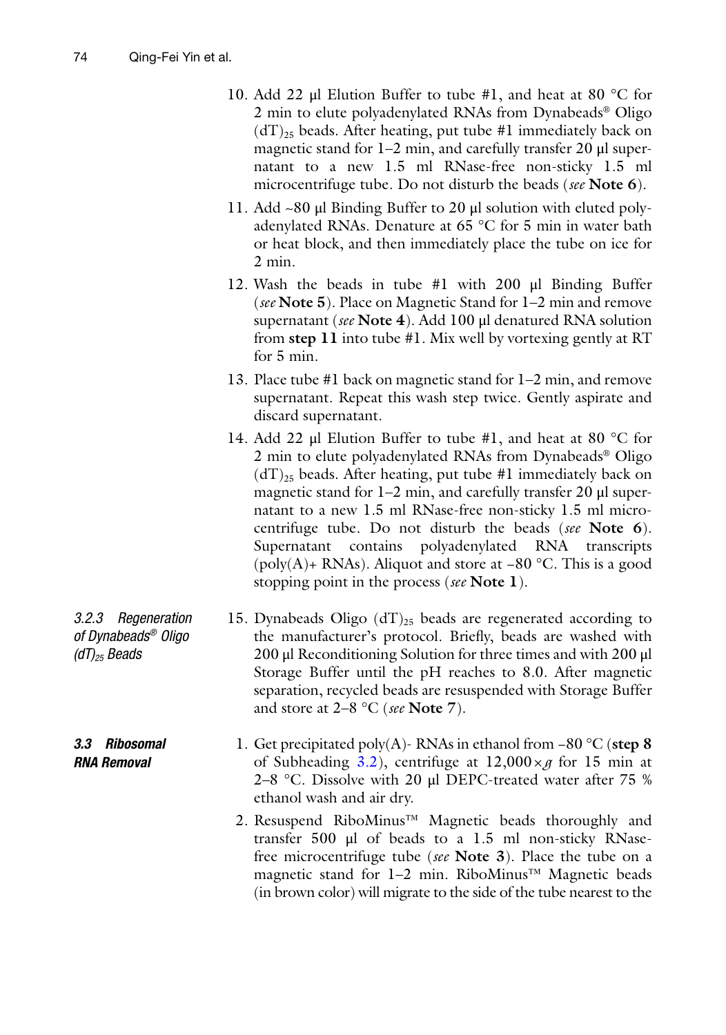10. Add 22 μl Elution Buffer to tube #1, and heat at 80 °C for 2 min to elute polyadenylated RNAs from Dynabeads® Oligo $(dT)_{25}$ beads. After heating, put tube #1 immediately back on magnetic stand for 1–2 min, and carefully transfer 20 μl supernatant to a new 1.5 ml RNase-free non-sticky 1.5 ml microcentrifuge tube. Do not disturb the beads (*see* **Note 6**).
11. Add ~80 μl Binding Buffer to 20 μl solution with eluted polyadenylated RNAs. Denature at 65 °C for 5 min in water bath or heat block, and then immediately place the tube on ice for 2 min.
12. Wash the beads in tube #1 with 200 μl Binding Buffer (*see* **Note 5**). Place on Magnetic Stand for 1–2 min and remove supernatant (*see* **Note 4**). Add 100 μl denatured RNA solution from **step 11** into tube #1. Mix well by vortexing gently at RT for 5 min.
13. Place tube #1 back on magnetic stand for 1–2 min, and remove supernatant. Repeat this wash step twice. Gently aspirate and discard supernatant.
14. Add 22 μl Elution Buffer to tube #1, and heat at 80 °C for 2 min to elute polyadenylated RNAs from Dynabeads® Oligo $(dT)_{25}$ beads. After heating, put tube #1 immediately back on magnetic stand for 1–2 min, and carefully transfer 20 μl supernatant to a new 1.5 ml RNase-free non-sticky 1.5 ml microcentrifuge tube. Do not disturb the beads (*see* **Note 6**). Supernatant contains polyadenylated RNA transcripts (poly(A)+ RNAs). Aliquot and store at −80 °C. This is a good stopping point in the process (*see* **Note 1**).

#### *3.2.3 Regeneration of Dynabeads® Oligo $(dT)_{25}$ Beads*

15. Dynabeads Oligo $(dT)_{25}$ beads are regenerated according to the manufacturer's protocol. Briefly, beads are washed with 200 μl Reconditioning Solution for three times and with 200 μl Storage Buffer until the pH reaches to 8.0. After magnetic separation, recycled beads are resuspended with Storage Buffer and store at 2–8 °C (*see* **Note 7**).

### *3.3 Ribosomal RNA Removal*

1. Get precipitated poly(A)- RNAs in ethanol from −80 °C (**step 8** of Subheading 3.2), centrifuge at 12,000 × *g* for 15 min at 2–8 °C. Dissolve with 20 μl DEPC-treated water after 75 % ethanol wash and air dry.
2. Resuspend RiboMinus™ Magnetic beads thoroughly and transfer 500 μl of beads to a 1.5 ml non-sticky RNase-free microcentrifuge tube (*see* **Note 3**). Place the tube on a magnetic stand for 1–2 min. RiboMinus™ Magnetic beads (in brown color) will migrate to the side of the tube nearest to the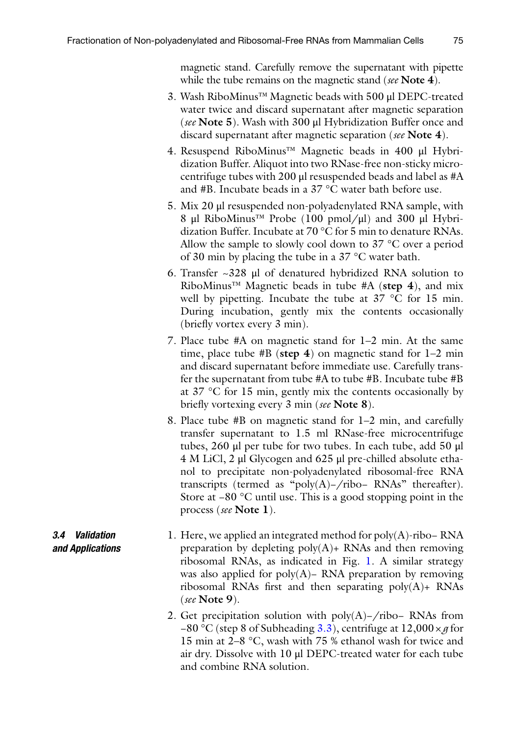magnetic stand. Carefully remove the supernatant with pipette while the tube remains on the magnetic stand (*see* **Note 4**).

3. Wash RiboMinus™ Magnetic beads with 500 μl DEPC-treated water twice and discard supernatant after magnetic separation (*see* **Note 5**). Wash with 300 μl Hybridization Buffer once and discard supernatant after magnetic separation (*see* **Note 4**).
4. Resuspend RiboMinus™ Magnetic beads in 400 μl Hybridization Buffer. Aliquot into two RNase-free non-sticky microcentrifuge tubes with 200 μl resuspended beads and label as #A and #B. Incubate beads in a 37 °C water bath before use.
5. Mix 20 μl resuspended non-polyadenylated RNA sample, with 8 μl RiboMinus™ Probe (100 pmol/μl) and 300 μl Hybridization Buffer. Incubate at 70 °C for 5 min to denature RNAs. Allow the sample to slowly cool down to 37 °C over a period of 30 min by placing the tube in a 37 °C water bath.
6. Transfer ~328 μl of denatured hybridized RNA solution to RiboMinus™ Magnetic beads in tube #A (**step 4**), and mix well by pipetting. Incubate the tube at 37 °C for 15 min. During incubation, gently mix the contents occasionally (briefly vortex every 3 min).
7. Place tube #A on magnetic stand for 1–2 min. At the same time, place tube #B (**step 4**) on magnetic stand for 1–2 min and discard supernatant before immediate use. Carefully transfer the supernatant from tube #A to tube #B. Incubate tube #B at 37 °C for 15 min, gently mix the contents occasionally by briefly vortexing every 3 min (*see* **Note 8**).
8. Place tube #B on magnetic stand for 1–2 min, and carefully transfer supernatant to 1.5 ml RNase-free microcentrifuge tubes, 260 μl per tube for two tubes. In each tube, add 50 μl 4 M LiCl, 2 μl Glycogen and 625 μl pre-chilled absolute ethanol to precipitate non-polyadenylated ribosomal-free RNA transcripts (termed as "poly(A)–/ribo– RNAs" thereafter). Store at −80 °C until use. This is a good stopping point in the process (*see* **Note 1**).

### *3.4 Validation and Applications*

1. Here, we applied an integrated method for poly(A)-ribo– RNA preparation by depleting poly(A)+ RNAs and then removing ribosomal RNAs, as indicated in Fig. 1. A similar strategy was also applied for poly(A)– RNA preparation by removing ribosomal RNAs first and then separating poly(A)+ RNAs (*see* **Note 9**).
2. Get precipitation solution with poly(A)–/ribo– RNAs from −80 °C (step 8 of Subheading 3.3), centrifuge at 12,000 × *g* for 15 min at 2–8 °C, wash with 75 % ethanol wash for twice and air dry. Dissolve with 10 μl DEPC-treated water for each tube and combine RNA solution.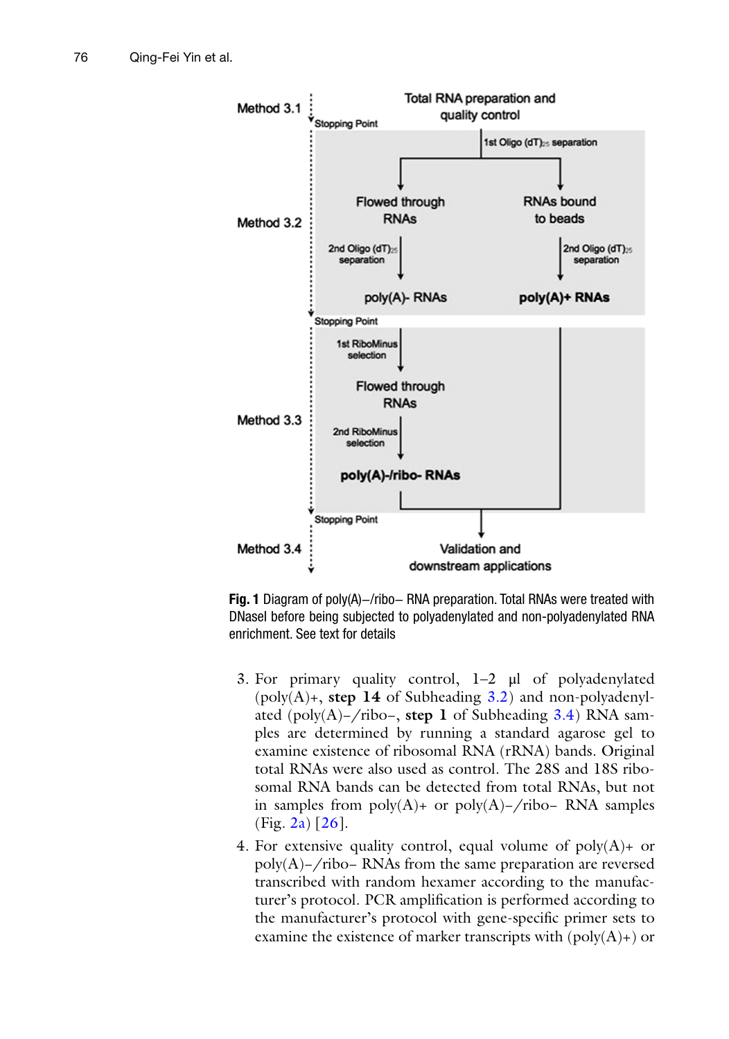Method 3.1 — Total RNA preparation and quality control

Stopping Point

Method 3.2 — 1st Oligo $(dT)_{25}$ separation → Flowed through RNAs / RNAs bound to beads → 2nd Oligo $(dT)_{25}$ separation → poly(A)- RNAs / **poly(A)+ RNAs**

Stopping Point

Method 3.3 — 1st RiboMinus selection → Flowed through RNAs → 2nd RiboMinus selection → **poly(A)-/ribo- RNAs**

Stopping Point

Method 3.4 — Validation and downstream applications

**Fig. 1** Diagram of poly(A)−/ribo− RNA preparation. Total RNAs were treated with DNaseI before being subjected to polyadenylated and non-polyadenylated RNA enrichment. See text for details

3. For primary quality control, 1–2 μl of polyadenylated (poly(A)+, **step 14** of Subheading 3.2) and non-polyadenylated (poly(A)−/ribo−, **step 1** of Subheading 3.4) RNA samples are determined by running a standard agarose gel to examine existence of ribosomal RNA (rRNA) bands. Original total RNAs were also used as control. The 28S and 18S ribosomal RNA bands can be detected from total RNAs, but not in samples from poly(A)+ or poly(A)−/ribo− RNA samples (Fig. 2a) [26].

4. For extensive quality control, equal volume of poly(A)+ or poly(A)−/ribo− RNAs from the same preparation are reversed transcribed with random hexamer according to the manufacturer's protocol. PCR amplification is performed according to the manufacturer's protocol with gene-specific primer sets to examine the existence of marker transcripts with (poly(A)+) or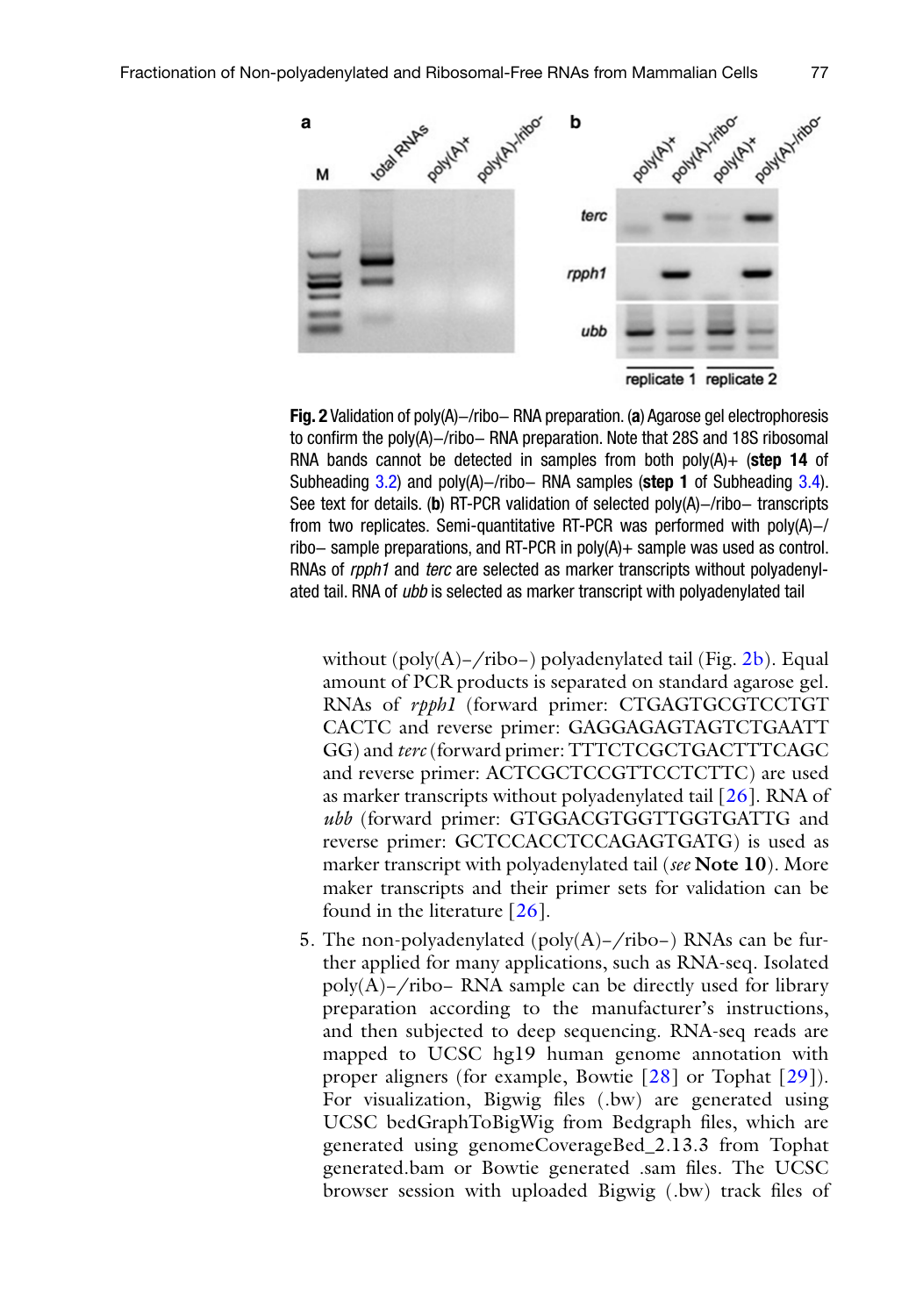**Fig. 2** Validation of poly(A)–/ribo– RNA preparation. (**a**) Agarose gel electrophoresis to confirm the poly(A)–/ribo– RNA preparation. Note that 28S and 18S ribosomal RNA bands cannot be detected in samples from both poly(A)+ (**step 14** of Subheading 3.2) and poly(A)–/ribo– RNA samples (**step 1** of Subheading 3.4). See text for details. (**b**) RT-PCR validation of selected poly(A)–/ribo– transcripts from two replicates. Semi-quantitative RT-PCR was performed with poly(A)–/ribo– sample preparations, and RT-PCR in poly(A)+ sample was used as control. RNAs of *rpph1* and *terc* are selected as marker transcripts without polyadenylated tail. RNA of *ubb* is selected as marker transcript with polyadenylated tail

without (poly(A)–/ribo–) polyadenylated tail (Fig. 2b). Equal amount of PCR products is separated on standard agarose gel. RNAs of *rpph1* (forward primer: CTGAGTGCGTCCTGT CACTC and reverse primer: GAGGAGAGTAGTCTGAATT GG) and *terc* (forward primer: TTTCTCGCTGACTTTCAGC and reverse primer: ACTCGCTCCGTTCCTCTTC) are used as marker transcripts without polyadenylated tail [26]. RNA of *ubb* (forward primer: GTGGACGTGGTTGGTGATTG and reverse primer: GCTCCACCTCCAGAGTGATG) is used as marker transcript with polyadenylated tail (*see* **Note 10**). More maker transcripts and their primer sets for validation can be found in the literature [26].

5. The non-polyadenylated (poly(A)–/ribo–) RNAs can be further applied for many applications, such as RNA-seq. Isolated poly(A)–/ribo– RNA sample can be directly used for library preparation according to the manufacturer's instructions, and then subjected to deep sequencing. RNA-seq reads are mapped to UCSC hg19 human genome annotation with proper aligners (for example, Bowtie [28] or Tophat [29]). For visualization, Bigwig files (.bw) are generated using UCSC bedGraphToBigWig from Bedgraph files, which are generated using genomeCoverageBed_2.13.3 from Tophat generated.bam or Bowtie generated .sam files. The UCSC browser session with uploaded Bigwig (.bw) track files of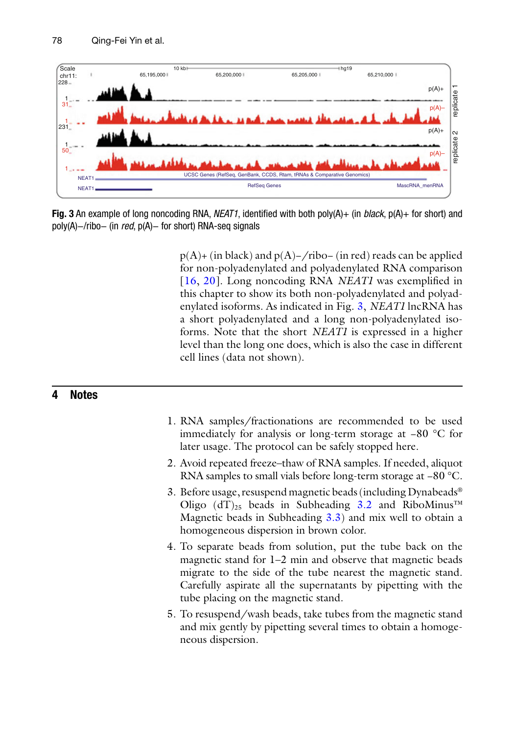**Fig. 3** An example of long noncoding RNA, *NEAT1*, identified with both poly(A)+ (in *black*, p(A)+ for short) and poly(A)−/ribo− (in *red*, p(A)− for short) RNA-seq signals

p(A)+ (in black) and p(A)−/ribo− (in red) reads can be applied for non-polyadenylated and polyadenylated RNA comparison [16, 20]. Long noncoding RNA *NEAT1* was exemplified in this chapter to show its both non-polyadenylated and polyadenylated isoforms. As indicated in Fig. 3, *NEAT1* lncRNA has a short polyadenylated and a long non-polyadenylated isoforms. Note that the short *NEAT1* is expressed in a higher level than the long one does, which is also the case in different cell lines (data not shown).

## 4 Notes

1. RNA samples/fractionations are recommended to be used immediately for analysis or long-term storage at −80 °C for later usage. The protocol can be safely stopped here.
2. Avoid repeated freeze–thaw of RNA samples. If needed, aliquot RNA samples to small vials before long-term storage at −80 °C.
3. Before usage, resuspend magnetic beads (including Dynabeads® Oligo $(dT)_{25}$ beads in Subheading 3.2 and RiboMinus™ Magnetic beads in Subheading 3.3) and mix well to obtain a homogeneous dispersion in brown color.
4. To separate beads from solution, put the tube back on the magnetic stand for 1–2 min and observe that magnetic beads migrate to the side of the tube nearest the magnetic stand. Carefully aspirate all the supernatants by pipetting with the tube placing on the magnetic stand.
5. To resuspend/wash beads, take tubes from the magnetic stand and mix gently by pipetting several times to obtain a homogeneous dispersion.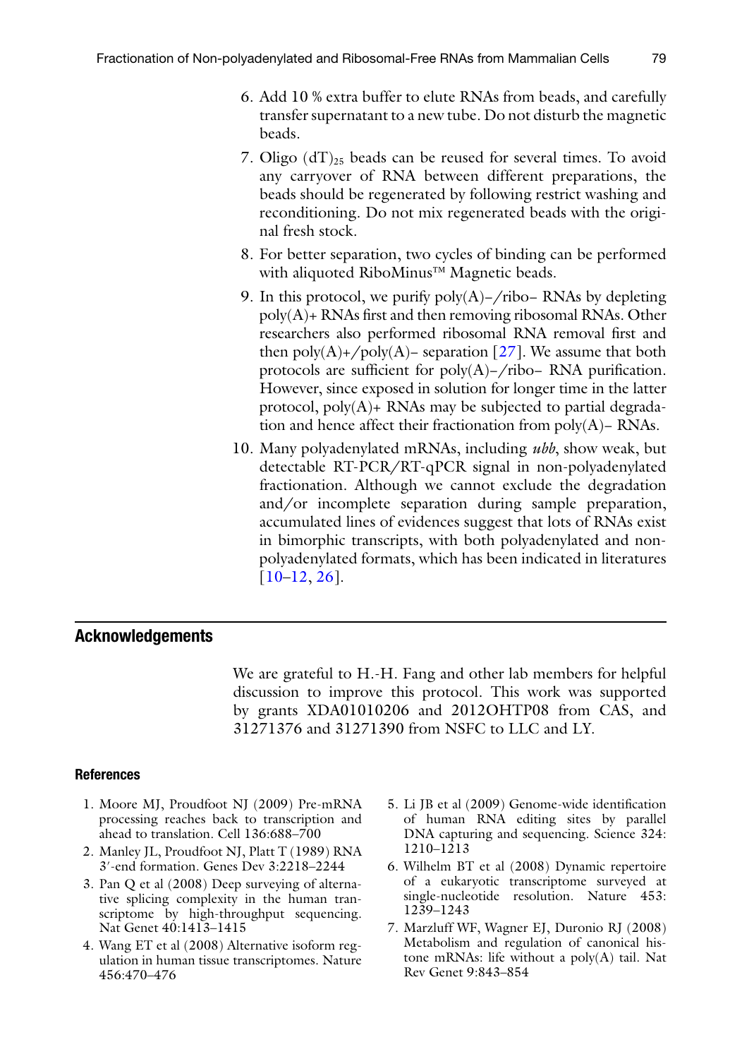6. Add 10 % extra buffer to elute RNAs from beads, and carefully transfer supernatant to a new tube. Do not disturb the magnetic beads.
7. Oligo $(dT)_{25}$ beads can be reused for several times. To avoid any carryover of RNA between different preparations, the beads should be regenerated by following restrict washing and reconditioning. Do not mix regenerated beads with the original fresh stock.
8. For better separation, two cycles of binding can be performed with aliquoted RiboMinus™ Magnetic beads.
9. In this protocol, we purify poly(A)–/ribo– RNAs by depleting poly(A)+ RNAs first and then removing ribosomal RNAs. Other researchers also performed ribosomal RNA removal first and then poly(A)+/poly(A)– separation [27]. We assume that both protocols are sufficient for poly(A)–/ribo– RNA purification. However, since exposed in solution for longer time in the latter protocol, poly(A)+ RNAs may be subjected to partial degradation and hence affect their fractionation from poly(A)– RNAs.
10. Many polyadenylated mRNAs, including *ubb*, show weak, but detectable RT-PCR/RT-qPCR signal in non-polyadenylated fractionation. Although we cannot exclude the degradation and/or incomplete separation during sample preparation, accumulated lines of evidences suggest that lots of RNAs exist in bimorphic transcripts, with both polyadenylated and non-polyadenylated formats, which has been indicated in literatures [10–12, 26].

## Acknowledgements

We are grateful to H.-H. Fang and other lab members for helpful discussion to improve this protocol. This work was supported by grants XDA01010206 and 2012OHTP08 from CAS, and 31271376 and 31271390 from NSFC to LLC and LY.

### References

1. Moore MJ, Proudfoot NJ (2009) Pre-mRNA processing reaches back to transcription and ahead to translation. Cell 136:688–700
2. Manley JL, Proudfoot NJ, Platt T (1989) RNA 3′-end formation. Genes Dev 3:2218–2244
3. Pan Q et al (2008) Deep surveying of alternative splicing complexity in the human transcriptome by high-throughput sequencing. Nat Genet 40:1413–1415
4. Wang ET et al (2008) Alternative isoform regulation in human tissue transcriptomes. Nature 456:470–476
5. Li JB et al (2009) Genome-wide identification of human RNA editing sites by parallel DNA capturing and sequencing. Science 324: 1210–1213
6. Wilhelm BT et al (2008) Dynamic repertoire of a eukaryotic transcriptome surveyed at single-nucleotide resolution. Nature 453: 1239–1243
7. Marzluff WF, Wagner EJ, Duronio RJ (2008) Metabolism and regulation of canonical histone mRNAs: life without a poly(A) tail. Nat Rev Genet 9:843–854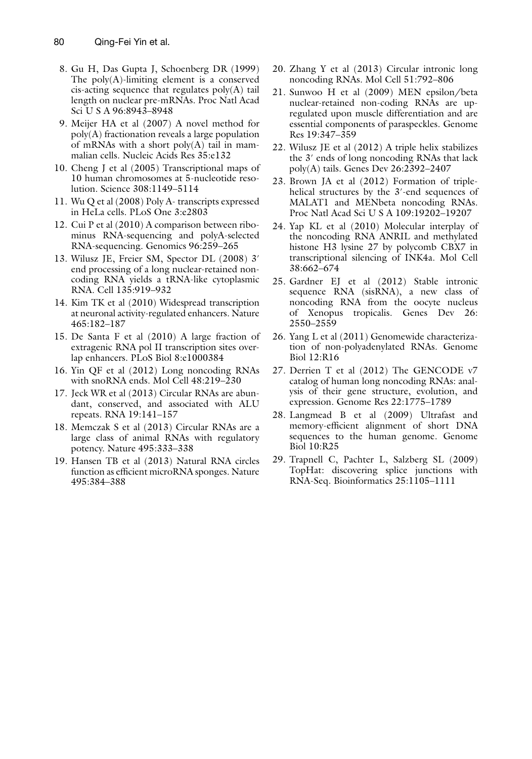8. Gu H, Das Gupta J, Schoenberg DR (1999) The poly(A)-limiting element is a conserved cis-acting sequence that regulates poly(A) tail length on nuclear pre-mRNAs. Proc Natl Acad Sci U S A 96:8943–8948
9. Meijer HA et al (2007) A novel method for poly(A) fractionation reveals a large population of mRNAs with a short poly(A) tail in mammalian cells. Nucleic Acids Res 35:e132
10. Cheng J et al (2005) Transcriptional maps of 10 human chromosomes at 5-nucleotide resolution. Science 308:1149–5114
11. Wu Q et al (2008) Poly A- transcripts expressed in HeLa cells. PLoS One 3:e2803
12. Cui P et al (2010) A comparison between ribo-minus RNA-sequencing and polyA-selected RNA-sequencing. Genomics 96:259–265
13. Wilusz JE, Freier SM, Spector DL (2008) 3′ end processing of a long nuclear-retained noncoding RNA yields a tRNA-like cytoplasmic RNA. Cell 135:919–932
14. Kim TK et al (2010) Widespread transcription at neuronal activity-regulated enhancers. Nature 465:182–187
15. De Santa F et al (2010) A large fraction of extragenic RNA pol II transcription sites overlap enhancers. PLoS Biol 8:e1000384
16. Yin QF et al (2012) Long noncoding RNAs with snoRNA ends. Mol Cell 48:219–230
17. Jeck WR et al (2013) Circular RNAs are abundant, conserved, and associated with ALU repeats. RNA 19:141–157
18. Memczak S et al (2013) Circular RNAs are a large class of animal RNAs with regulatory potency. Nature 495:333–338
19. Hansen TB et al (2013) Natural RNA circles function as efficient microRNA sponges. Nature 495:384–388
20. Zhang Y et al (2013) Circular intronic long noncoding RNAs. Mol Cell 51:792–806
21. Sunwoo H et al (2009) MEN epsilon/beta nuclear-retained non-coding RNAs are up-regulated upon muscle differentiation and are essential components of paraspeckles. Genome Res 19:347–359
22. Wilusz JE et al (2012) A triple helix stabilizes the 3′ ends of long noncoding RNAs that lack poly(A) tails. Genes Dev 26:2392–2407
23. Brown JA et al (2012) Formation of triple-helical structures by the 3′-end sequences of MALAT1 and MENbeta noncoding RNAs. Proc Natl Acad Sci U S A 109:19202–19207
24. Yap KL et al (2010) Molecular interplay of the noncoding RNA ANRIL and methylated histone H3 lysine 27 by polycomb CBX7 in transcriptional silencing of INK4a. Mol Cell 38:662–674
25. Gardner EJ et al (2012) Stable intronic sequence RNA (sisRNA), a new class of noncoding RNA from the oocyte nucleus of Xenopus tropicalis. Genes Dev 26: 2550–2559
26. Yang L et al (2011) Genomewide characterization of non-polyadenylated RNAs. Genome Biol 12:R16
27. Derrien T et al (2012) The GENCODE v7 catalog of human long noncoding RNAs: analysis of their gene structure, evolution, and expression. Genome Res 22:1775–1789
28. Langmead B et al (2009) Ultrafast and memory-efficient alignment of short DNA sequences to the human genome. Genome Biol 10:R25
29. Trapnell C, Pachter L, Salzberg SL (2009) TopHat: discovering splice junctions with RNA-Seq. Bioinformatics 25:1105–1111